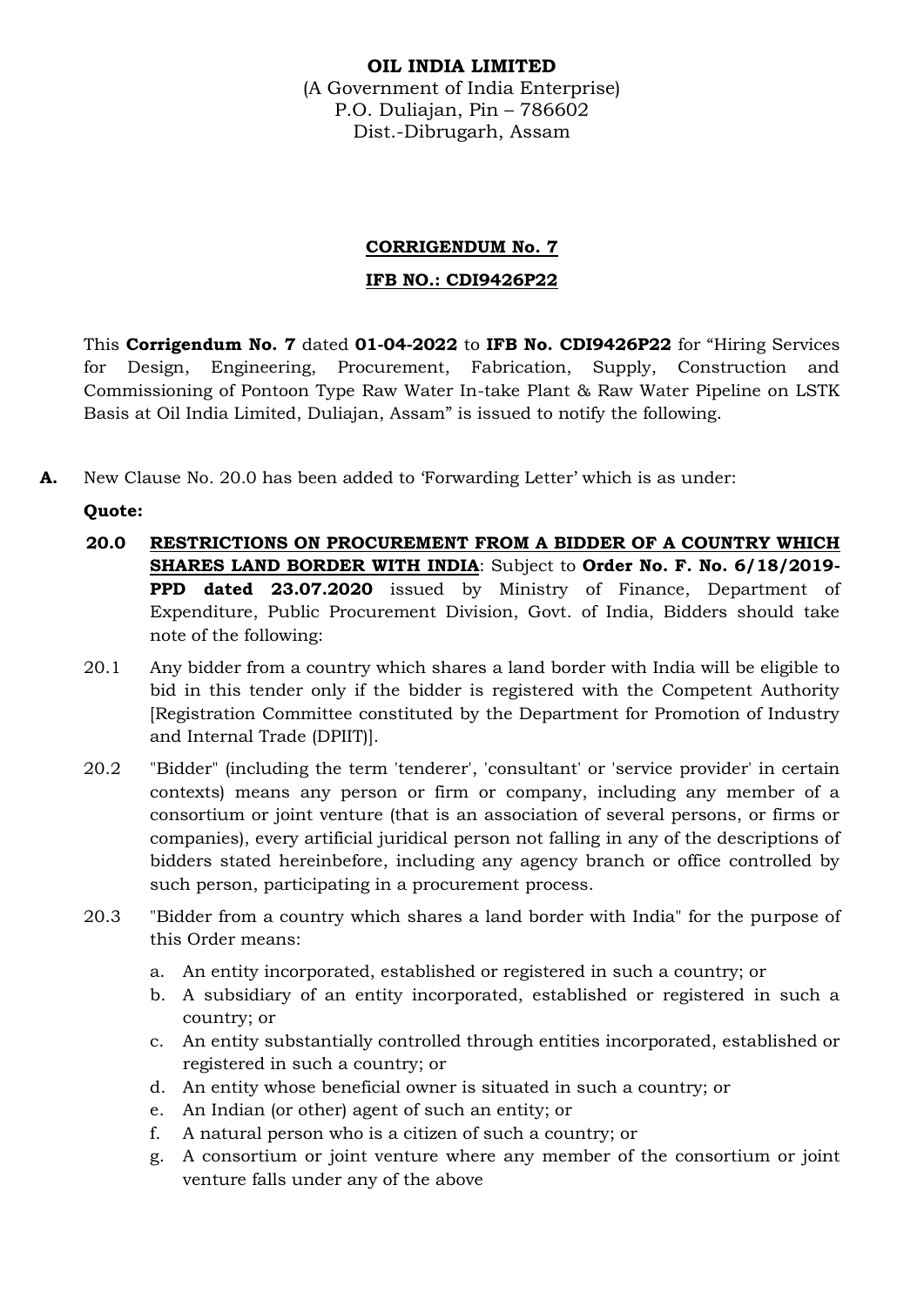**OIL INDIA LIMITED**

(A Government of India Enterprise)
P.O. Duliajan, Pin – 786602
Dist.-Dibrugarh, Assam

**CORRIGENDUM No. 7**

**IFB NO.: CDI9426P22**

This **Corrigendum No. 7** dated **01-04-2022** to **IFB No. CDI9426P22** for "Hiring Services for Design, Engineering, Procurement, Fabrication, Supply, Construction and Commissioning of Pontoon Type Raw Water In-take Plant & Raw Water Pipeline on LSTK Basis at Oil India Limited, Duliajan, Assam" is issued to notify the following.

**A.** New Clause No. 20.0 has been added to 'Forwarding Letter' which is as under:

**Quote:**

**20.0 RESTRICTIONS ON PROCUREMENT FROM A BIDDER OF A COUNTRY WHICH SHARES LAND BORDER WITH INDIA**: Subject to **Order No. F. No. 6/18/2019-PPD dated 23.07.2020** issued by Ministry of Finance, Department of Expenditure, Public Procurement Division, Govt. of India, Bidders should take note of the following:

20.1 Any bidder from a country which shares a land border with India will be eligible to bid in this tender only if the bidder is registered with the Competent Authority [Registration Committee constituted by the Department for Promotion of Industry and Internal Trade (DPIIT)].

20.2 "Bidder" (including the term 'tenderer', 'consultant' or 'service provider' in certain contexts) means any person or firm or company, including any member of a consortium or joint venture (that is an association of several persons, or firms or companies), every artificial juridical person not falling in any of the descriptions of bidders stated hereinbefore, including any agency branch or office controlled by such person, participating in a procurement process.

20.3 "Bidder from a country which shares a land border with India" for the purpose of this Order means:

a. An entity incorporated, established or registered in such a country; or
b. A subsidiary of an entity incorporated, established or registered in such a country; or
c. An entity substantially controlled through entities incorporated, established or registered in such a country; or
d. An entity whose beneficial owner is situated in such a country; or
e. An Indian (or other) agent of such an entity; or
f. A natural person who is a citizen of such a country; or
g. A consortium or joint venture where any member of the consortium or joint venture falls under any of the above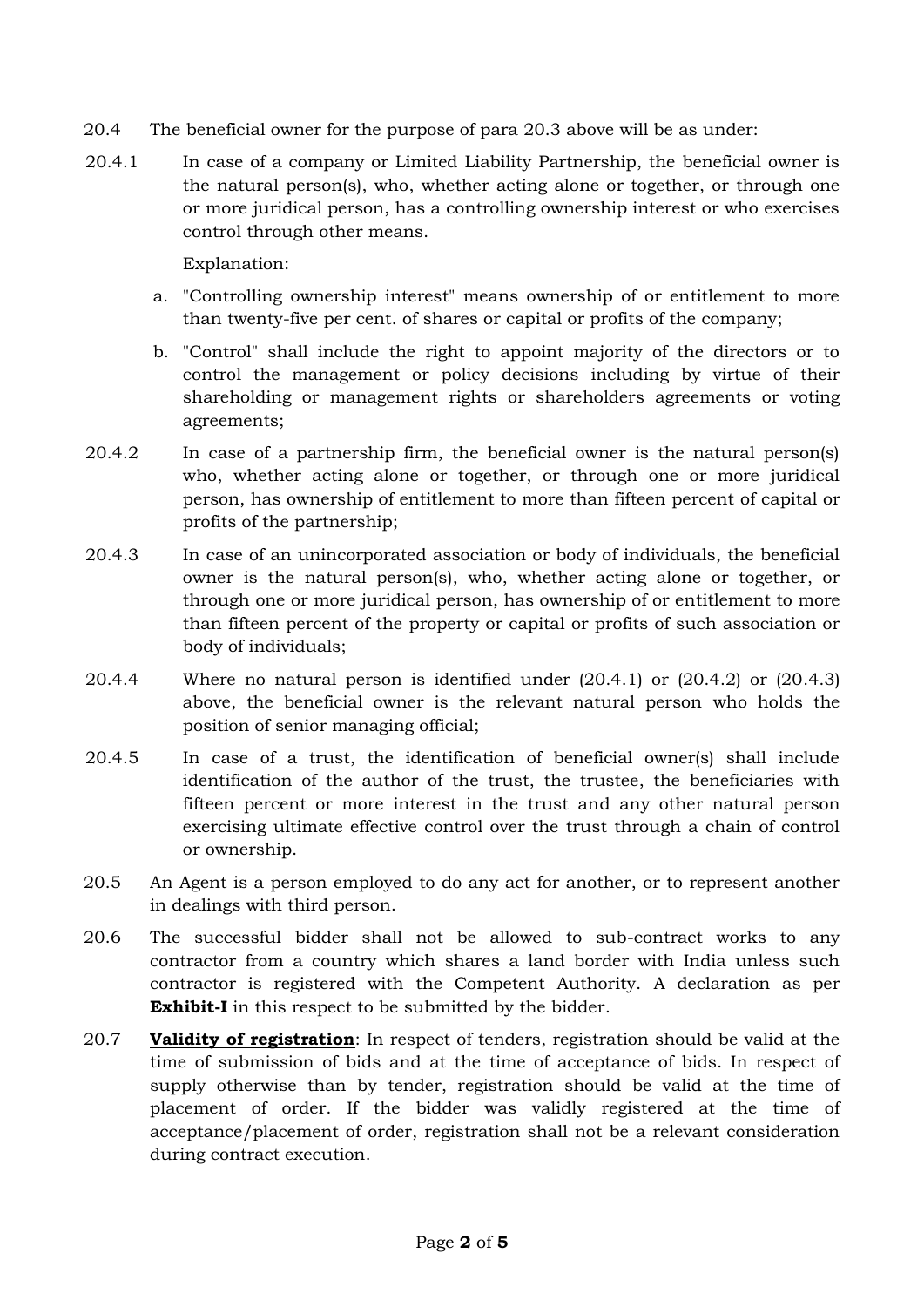20.4 The beneficial owner for the purpose of para 20.3 above will be as under:

20.4.1 In case of a company or Limited Liability Partnership, the beneficial owner is the natural person(s), who, whether acting alone or together, or through one or more juridical person, has a controlling ownership interest or who exercises control through other means.

Explanation:

a. "Controlling ownership interest" means ownership of or entitlement to more than twenty-five per cent. of shares or capital or profits of the company;

b. "Control" shall include the right to appoint majority of the directors or to control the management or policy decisions including by virtue of their shareholding or management rights or shareholders agreements or voting agreements;

20.4.2 In case of a partnership firm, the beneficial owner is the natural person(s) who, whether acting alone or together, or through one or more juridical person, has ownership of entitlement to more than fifteen percent of capital or profits of the partnership;

20.4.3 In case of an unincorporated association or body of individuals, the beneficial owner is the natural person(s), who, whether acting alone or together, or through one or more juridical person, has ownership of or entitlement to more than fifteen percent of the property or capital or profits of such association or body of individuals;

20.4.4 Where no natural person is identified under (20.4.1) or (20.4.2) or (20.4.3) above, the beneficial owner is the relevant natural person who holds the position of senior managing official;

20.4.5 In case of a trust, the identification of beneficial owner(s) shall include identification of the author of the trust, the trustee, the beneficiaries with fifteen percent or more interest in the trust and any other natural person exercising ultimate effective control over the trust through a chain of control or ownership.

20.5 An Agent is a person employed to do any act for another, or to represent another in dealings with third person.

20.6 The successful bidder shall not be allowed to sub-contract works to any contractor from a country which shares a land border with India unless such contractor is registered with the Competent Authority. A declaration as per **Exhibit-I** in this respect to be submitted by the bidder.

20.7 **Validity of registration**: In respect of tenders, registration should be valid at the time of submission of bids and at the time of acceptance of bids. In respect of supply otherwise than by tender, registration should be valid at the time of placement of order. If the bidder was validly registered at the time of acceptance/placement of order, registration shall not be a relevant consideration during contract execution.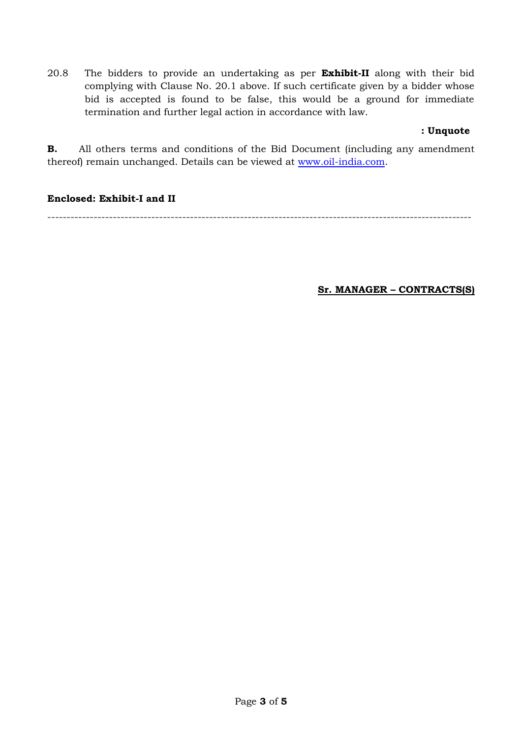20.8 The bidders to provide an undertaking as per **Exhibit-II** along with their bid complying with Clause No. 20.1 above. If such certificate given by a bidder whose bid is accepted is found to be false, this would be a ground for immediate termination and further legal action in accordance with law.

**: Unquote**

**B.** All others terms and conditions of the Bid Document (including any amendment thereof) remain unchanged. Details can be viewed at [www.oil-india.com](http://www.oil-india.com).

**Enclosed: Exhibit-I and II**

---

**Sr. MANAGER – CONTRACTS(S)**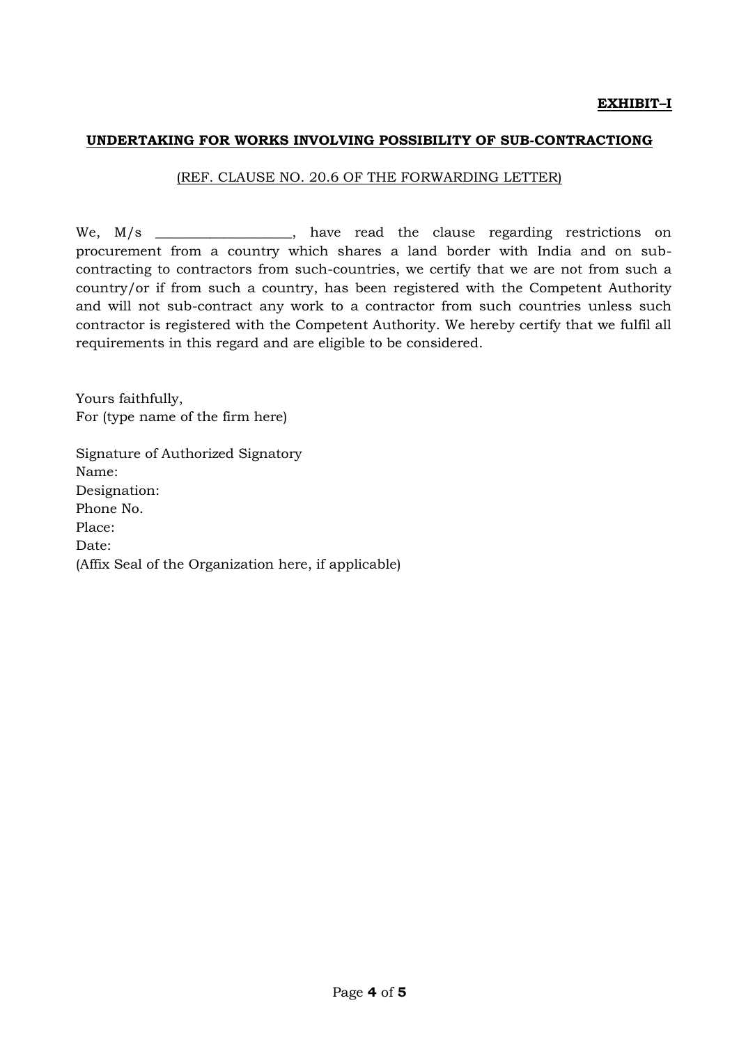**EXHIBIT–I**

## UNDERTAKING FOR WORKS INVOLVING POSSIBILITY OF SUB-CONTRACTIONG

(REF. CLAUSE NO. 20.6 OF THE FORWARDING LETTER)

We, M/s ___________________, have read the clause regarding restrictions on procurement from a country which shares a land border with India and on sub-contracting to contractors from such-countries, we certify that we are not from such a country/or if from such a country, has been registered with the Competent Authority and will not sub-contract any work to a contractor from such countries unless such contractor is registered with the Competent Authority. We hereby certify that we fulfil all requirements in this regard and are eligible to be considered.

Yours faithfully,
For (type name of the firm here)

Signature of Authorized Signatory
Name:
Designation:
Phone No.
Place:
Date:
(Affix Seal of the Organization here, if applicable)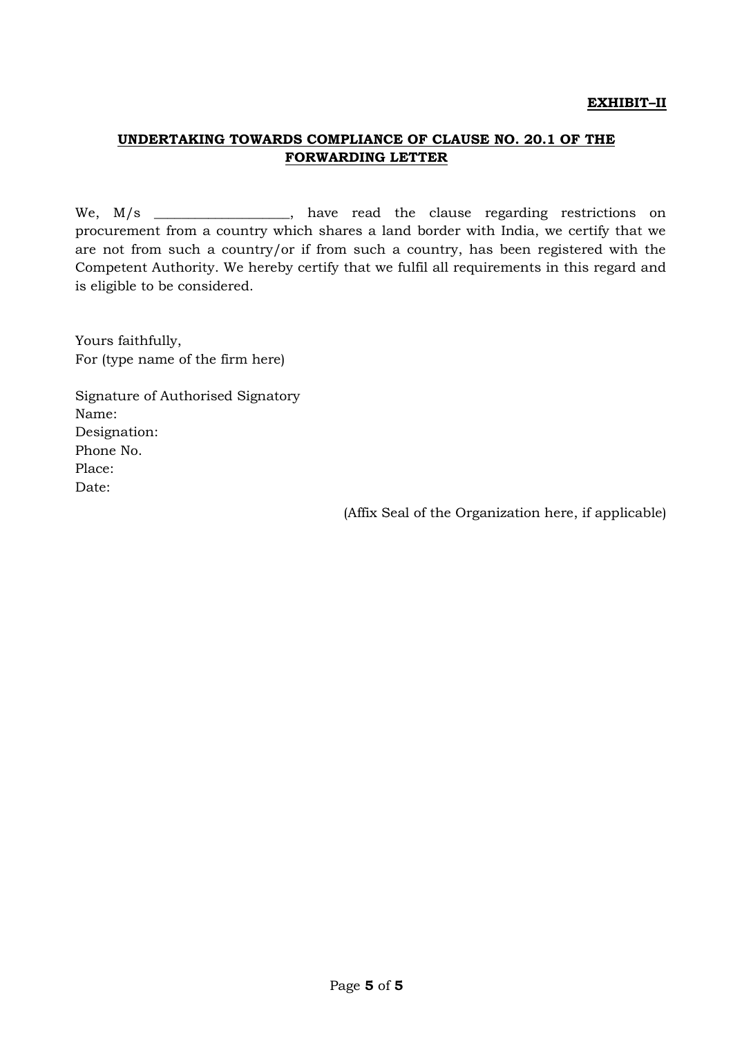**EXHIBIT–II**

## UNDERTAKING TOWARDS COMPLIANCE OF CLAUSE NO. 20.1 OF THE FORWARDING LETTER

We, M/s ___________________, have read the clause regarding restrictions on procurement from a country which shares a land border with India, we certify that we are not from such a country/or if from such a country, has been registered with the Competent Authority. We hereby certify that we fulfil all requirements in this regard and is eligible to be considered.

Yours faithfully,
For (type name of the firm here)

Signature of Authorised Signatory
Name:
Designation:
Phone No.
Place:
Date:

(Affix Seal of the Organization here, if applicable)